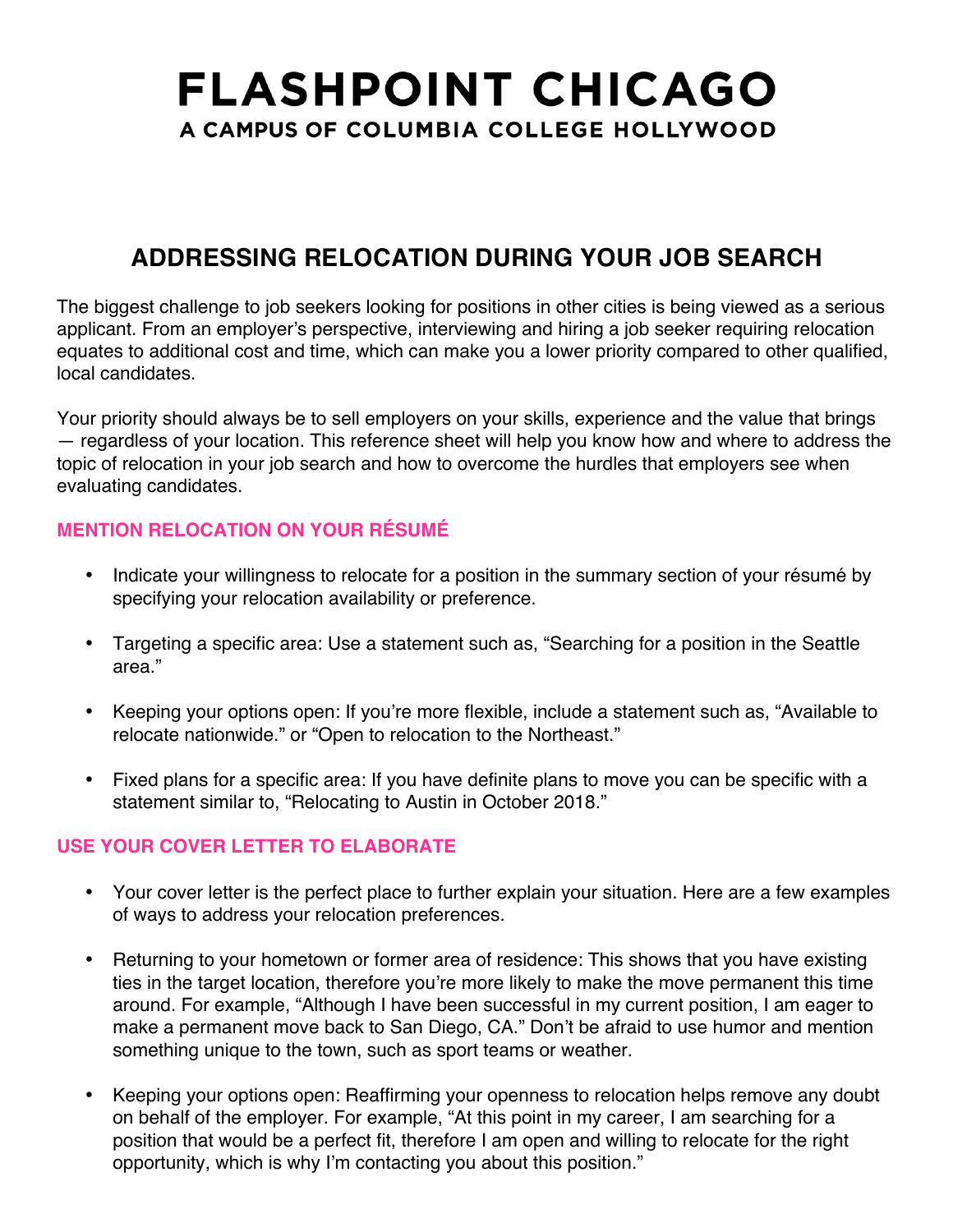# FLASHPOINT CHICAGO

A CAMPUS OF COLUMBIA COLLEGE HOLLYWOOD

## ADDRESSING RELOCATION DURING YOUR JOB SEARCH

The biggest challenge to job seekers looking for positions in other cities is being viewed as a serious applicant. From an employer's perspective, interviewing and hiring a job seeker requiring relocation equates to additional cost and time, which can make you a lower priority compared to other qualified, local candidates.

Your priority should always be to sell employers on your skills, experience and the value that brings — regardless of your location. This reference sheet will help you know how and where to address the topic of relocation in your job search and how to overcome the hurdles that employers see when evaluating candidates.

### MENTION RELOCATION ON YOUR RÉSUMÉ

- Indicate your willingness to relocate for a position in the summary section of your résumé by specifying your relocation availability or preference.
- Targeting a specific area: Use a statement such as, "Searching for a position in the Seattle area."
- Keeping your options open: If you're more flexible, include a statement such as, "Available to relocate nationwide." or "Open to relocation to the Northeast."
- Fixed plans for a specific area: If you have definite plans to move you can be specific with a statement similar to, "Relocating to Austin in October 2018."

### USE YOUR COVER LETTER TO ELABORATE

- Your cover letter is the perfect place to further explain your situation. Here are a few examples of ways to address your relocation preferences.
- Returning to your hometown or former area of residence: This shows that you have existing ties in the target location, therefore you're more likely to make the move permanent this time around. For example, "Although I have been successful in my current position, I am eager to make a permanent move back to San Diego, CA." Don't be afraid to use humor and mention something unique to the town, such as sport teams or weather.
- Keeping your options open: Reaffirming your openness to relocation helps remove any doubt on behalf of the employer. For example, "At this point in my career, I am searching for a position that would be a perfect fit, therefore I am open and willing to relocate for the right opportunity, which is why I'm contacting you about this position."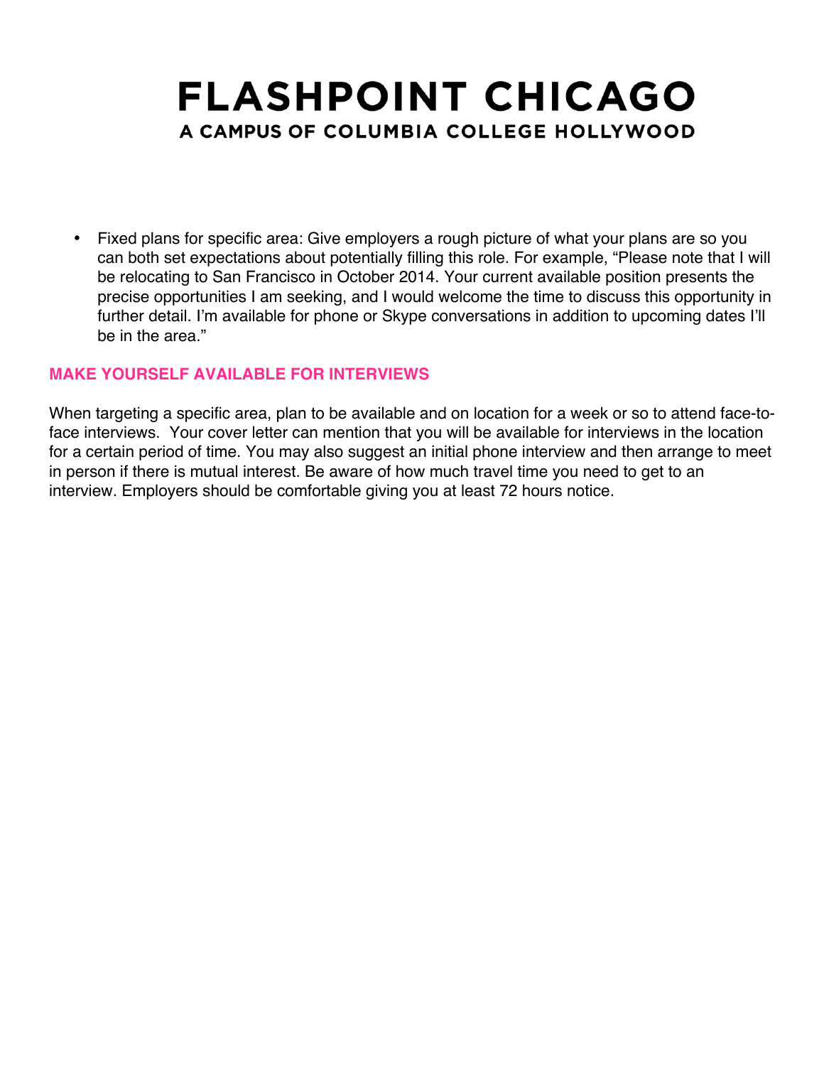- Fixed plans for specific area: Give employers a rough picture of what your plans are so you can both set expectations about potentially filling this role. For example, "Please note that I will be relocating to San Francisco in October 2014. Your current available position presents the precise opportunities I am seeking, and I would welcome the time to discuss this opportunity in further detail. I'm available for phone or Skype conversations in addition to upcoming dates I'll be in the area."

## MAKE YOURSELF AVAILABLE FOR INTERVIEWS

When targeting a specific area, plan to be available and on location for a week or so to attend face-to-face interviews. Your cover letter can mention that you will be available for interviews in the location for a certain period of time. You may also suggest an initial phone interview and then arrange to meet in person if there is mutual interest. Be aware of how much travel time you need to get to an interview. Employers should be comfortable giving you at least 72 hours notice.